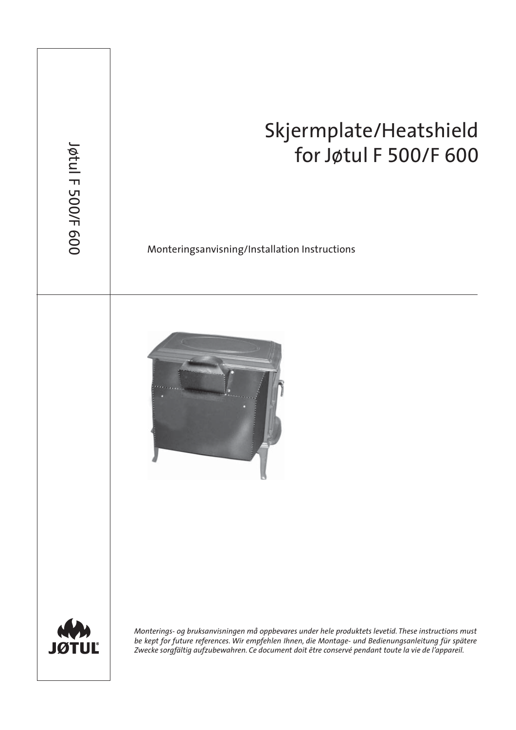Jøtul F 500/F 600

# Skjermplate/Heatshield for Jøtul F 500/F 600

Monteringsanvisning/Installation Instructions

JØTUL

*Monterings- og bruksanvisningen må oppbevares under hele produktets levetid. These instructions must be kept for future references. Wir empfehlen Ihnen, die Montage- und Bedienungsanleitung für spätere Zwecke sorgfältig aufzubewahren. Ce document doit être conservé pendant toute la vie de l'appareil.*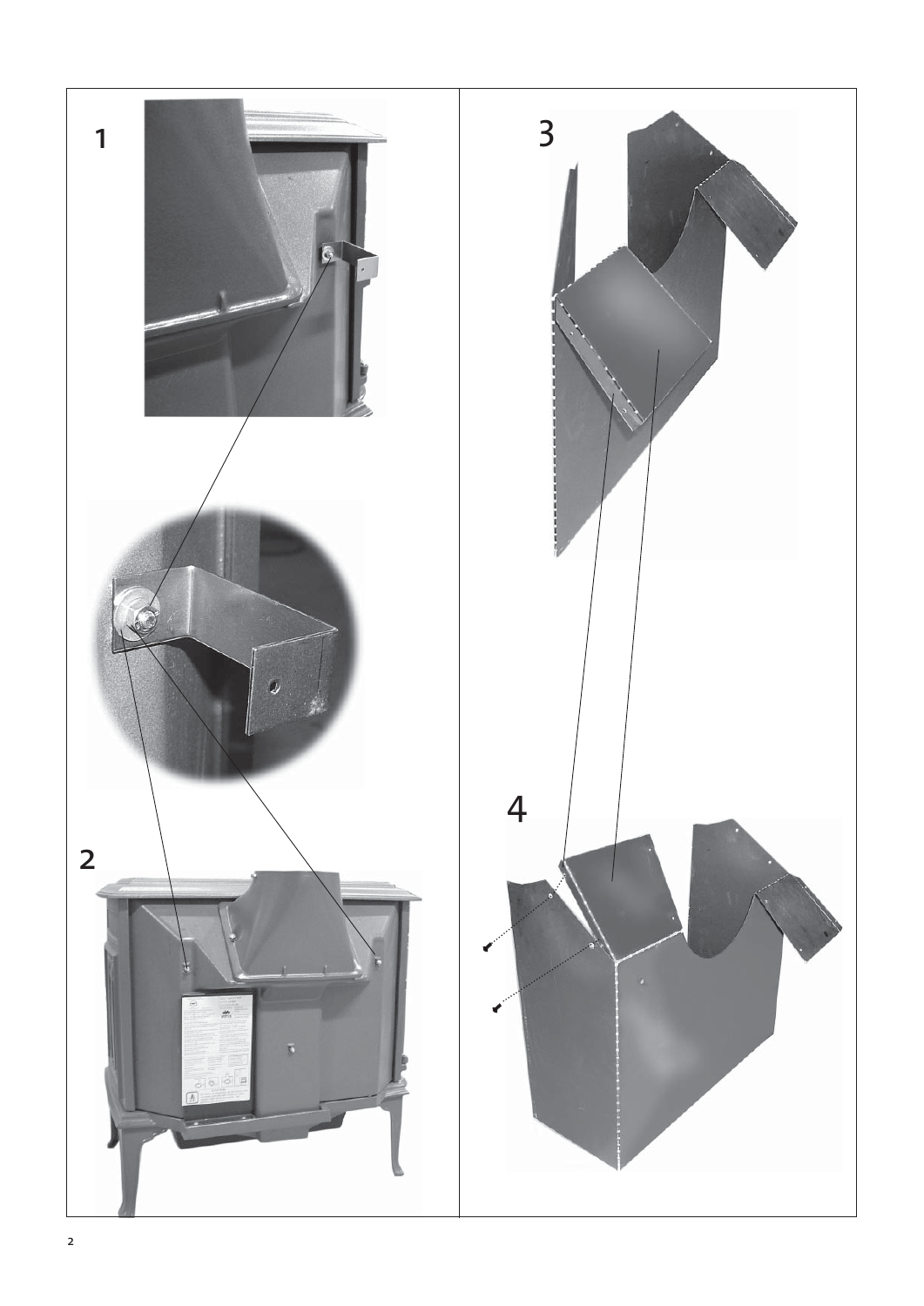1

2

3

4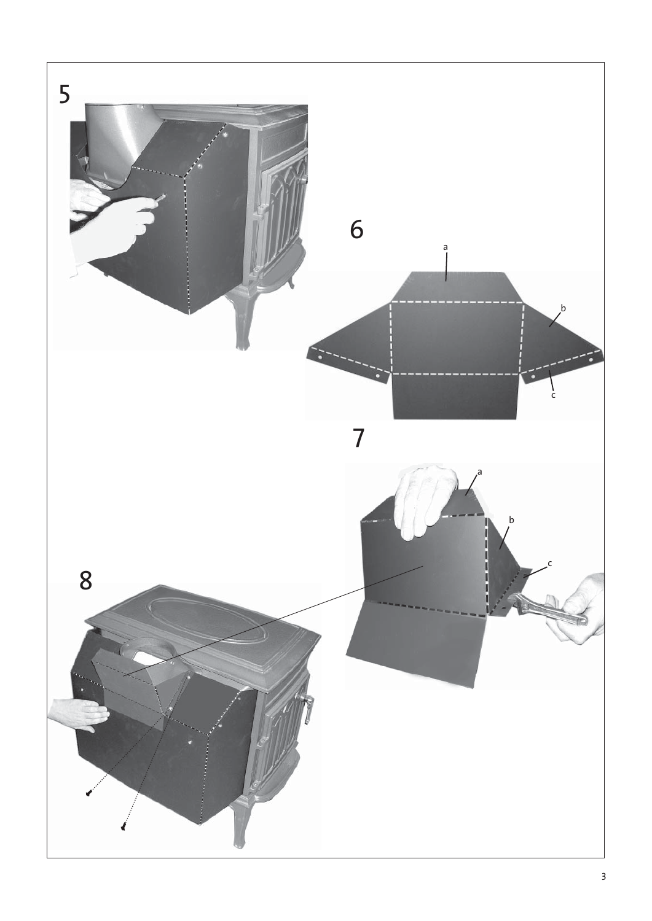5

6

a

b

c

7

a

b

c

8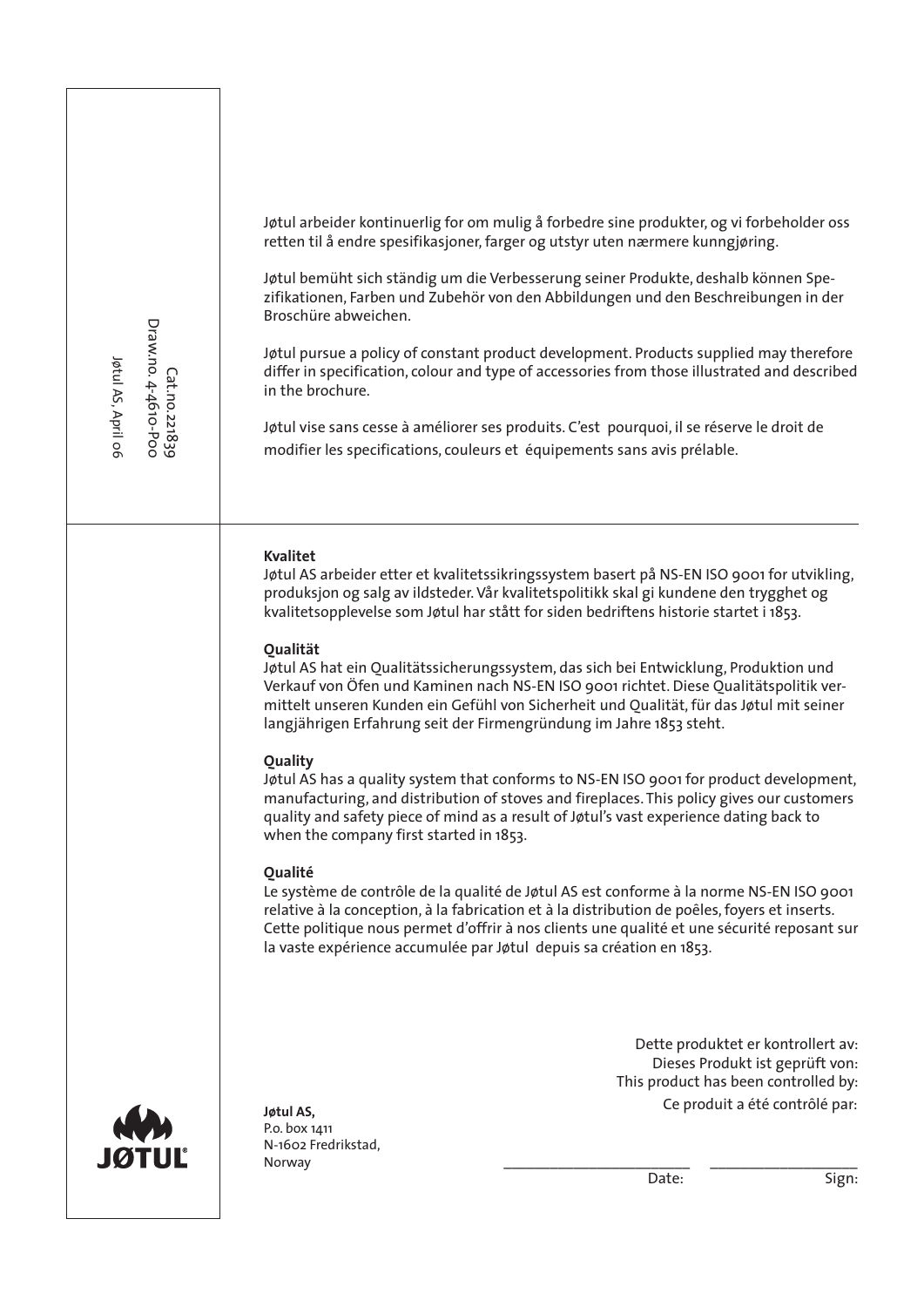Cat.no.221839
Draw.no. 4-4610-P00
Jøtul AS, April 06

Jøtul arbeider kontinuerlig for om mulig å forbedre sine produkter, og vi forbeholder oss retten til å endre spesifikasjoner, farger og utstyr uten nærmere kunngjøring.

Jøtul bemüht sich ständig um die Verbesserung seiner Produkte, deshalb können Spezifikationen, Farben und Zubehör von den Abbildungen und den Beschreibungen in der Broschüre abweichen.

Jøtul pursue a policy of constant product development. Products supplied may therefore differ in specification, colour and type of accessories from those illustrated and described in the brochure.

Jøtul vise sans cesse à améliorer ses produits. C'est pourquoi, il se réserve le droit de modifier les specifications, couleurs et équipements sans avis prélable.

**Kvalitet**
Jøtul AS arbeider etter et kvalitetssikringssystem basert på NS-EN ISO 9001 for utvikling, produksjon og salg av ildsteder. Vår kvalitetspolitikk skal gi kundene den trygghet og kvalitetsopplevelse som Jøtul har stått for siden bedriftens historie startet i 1853.

**Qualität**
Jøtul AS hat ein Qualitätssicherungssystem, das sich bei Entwicklung, Produktion und Verkauf von Öfen und Kaminen nach NS-EN ISO 9001 richtet. Diese Qualitätspolitik vermittelt unseren Kunden ein Gefühl von Sicherheit und Qualität, für das Jøtul mit seiner langjährigen Erfahrung seit der Firmengründung im Jahre 1853 steht.

**Quality**
Jøtul AS has a quality system that conforms to NS-EN ISO 9001 for product development, manufacturing, and distribution of stoves and fireplaces. This policy gives our customers quality and safety piece of mind as a result of Jøtul's vast experience dating back to when the company first started in 1853.

**Qualité**
Le système de contrôle de la qualité de Jøtul AS est conforme à la norme NS-EN ISO 9001 relative à la conception, à la fabrication et à la distribution de poêles, foyers et inserts. Cette politique nous permet d'offrir à nos clients une qualité et une sécurité reposant sur la vaste expérience accumulée par Jøtul depuis sa création en 1853.

Dette produktet er kontrollert av:
Dieses Produkt ist geprüft von:
This product has been controlled by:
Ce produit a été contrôlé par:

**Jøtul AS,**
P.o. box 1411
N-1602 Fredrikstad,
Norway

JØTUL

_______________________ Date:

_______________________ Sign: